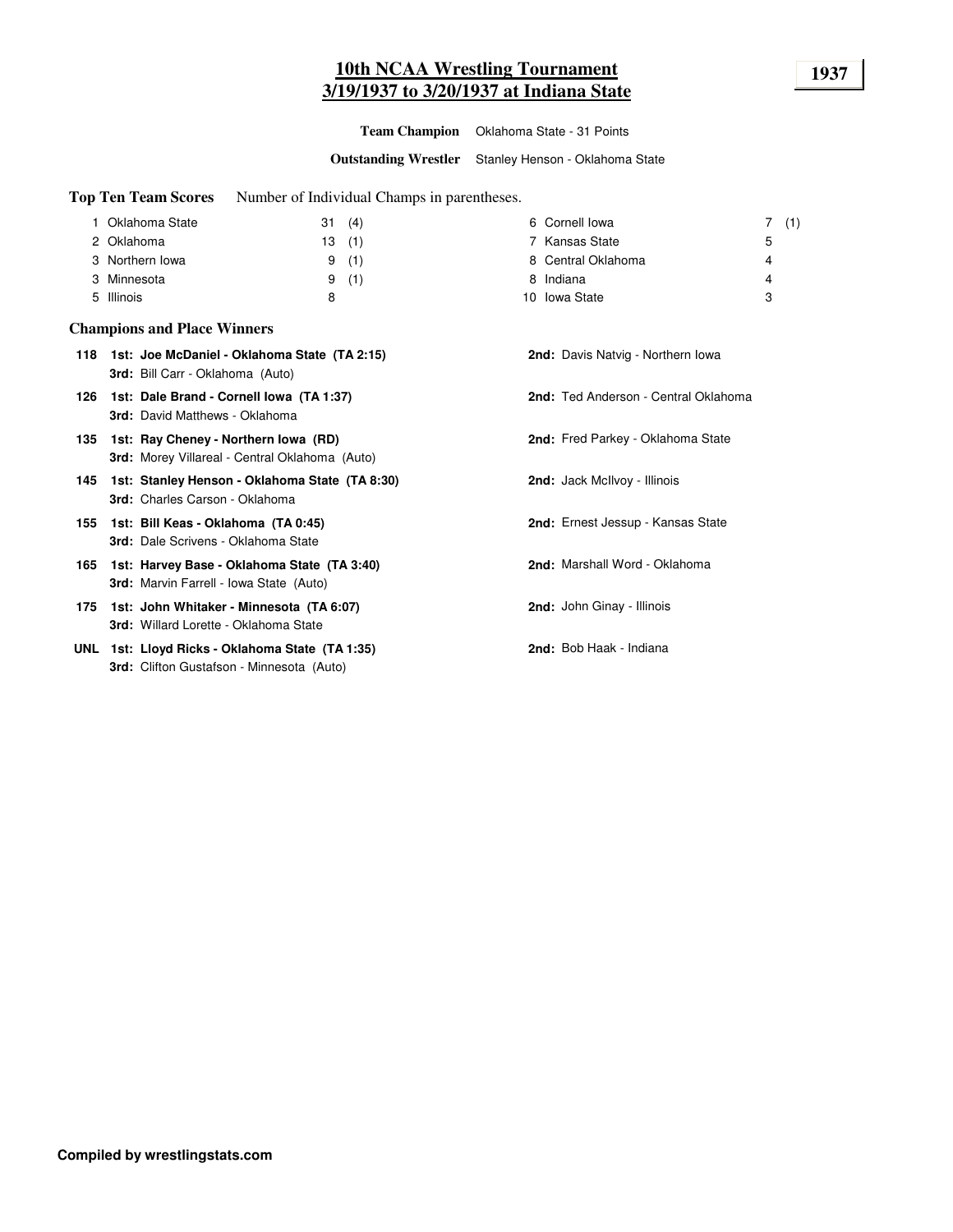# 10th NCAA Wrestling Tournament
## 3/19/1937 to 3/20/1937 at Indiana State

**1937**

**Team Champion** Oklahoma State - 31 Points

**Outstanding Wrestler** Stanley Henson - Oklahoma State

**Top Ten Team Scores** Number of Individual Champs in parentheses.

| Rank | Team | Points | Champs |
|---|---|---|---|
| 1 | Oklahoma State | 31 | (4) |
| 2 | Oklahoma | 13 | (1) |
| 3 | Northern Iowa | 9 | (1) |
| 3 | Minnesota | 9 | (1) |
| 5 | Illinois | 8 | |
| 6 | Cornell Iowa | 7 | (1) |
| 7 | Kansas State | 5 | |
| 8 | Central Oklahoma | 4 | |
| 8 | Indiana | 4 | |
| 10 | Iowa State | 3 | |

### Champions and Place Winners

**118** **1st: Joe McDaniel - Oklahoma State (TA 2:15)**
**2nd:** Davis Natvig - Northern Iowa
**3rd:** Bill Carr - Oklahoma (Auto)

**126** **1st: Dale Brand - Cornell Iowa (TA 1:37)**
**2nd:** Ted Anderson - Central Oklahoma
**3rd:** David Matthews - Oklahoma

**135** **1st: Ray Cheney - Northern Iowa (RD)**
**2nd:** Fred Parkey - Oklahoma State
**3rd:** Morey Villareal - Central Oklahoma (Auto)

**145** **1st: Stanley Henson - Oklahoma State (TA 8:30)**
**2nd:** Jack McIlvoy - Illinois
**3rd:** Charles Carson - Oklahoma

**155** **1st: Bill Keas - Oklahoma (TA 0:45)**
**2nd:** Ernest Jessup - Kansas State
**3rd:** Dale Scrivens - Oklahoma State

**165** **1st: Harvey Base - Oklahoma State (TA 3:40)**
**2nd:** Marshall Word - Oklahoma
**3rd:** Marvin Farrell - Iowa State (Auto)

**175** **1st: John Whitaker - Minnesota (TA 6:07)**
**2nd:** John Ginay - Illinois
**3rd:** Willard Lorette - Oklahoma State

**UNL** **1st: Lloyd Ricks - Oklahoma State (TA 1:35)**
**2nd:** Bob Haak - Indiana
**3rd:** Clifton Gustafson - Minnesota (Auto)

**Compiled by wrestlingstats.com**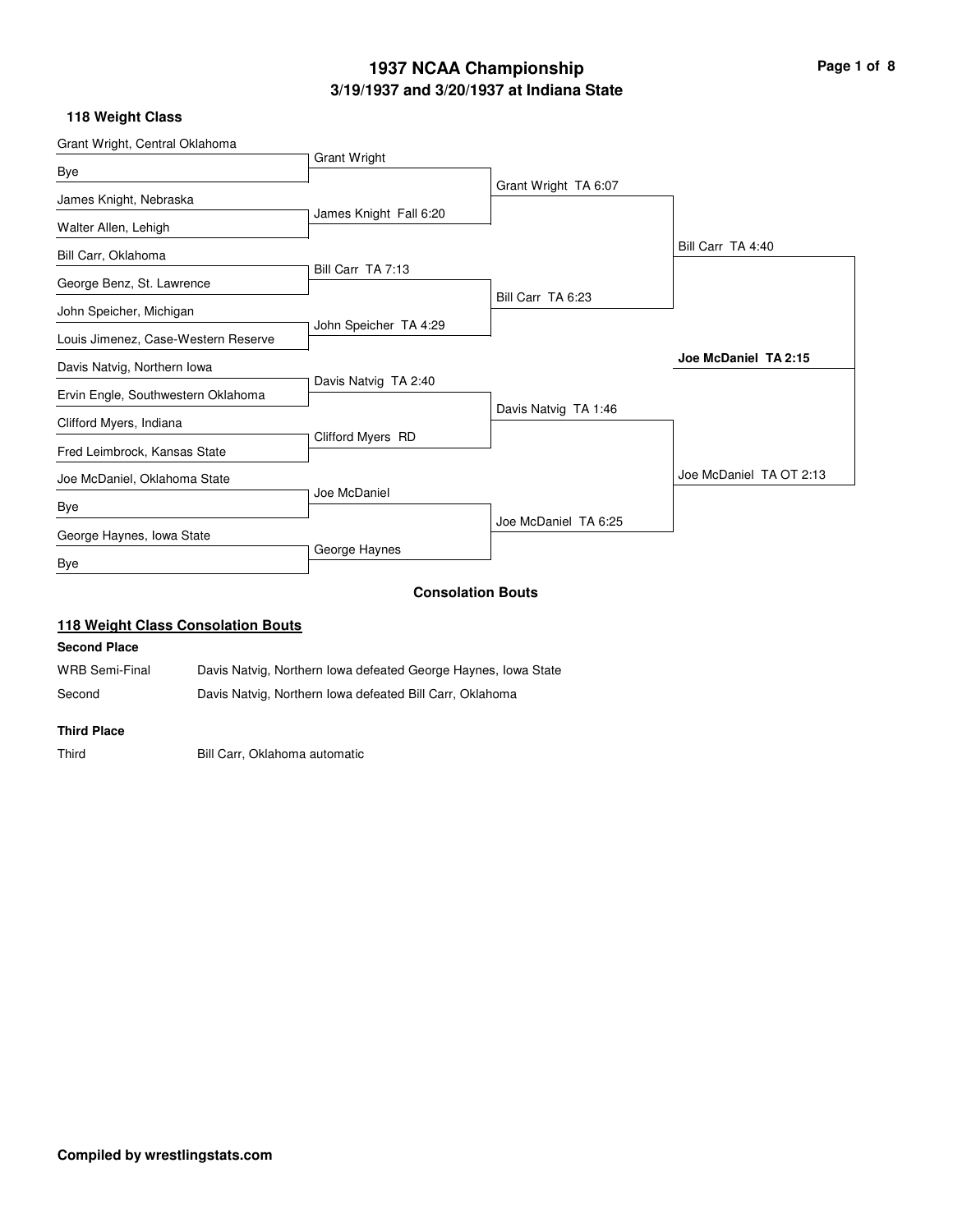# 1937 NCAA Championship

## 3/19/1937 and 3/20/1937 at Indiana State

### 118 Weight Class

| First Round | Quarterfinals | Semifinals | Finals | Champion |
|---|---|---|---|---|
| Grant Wright, Central Oklahoma | | | | |
| Bye | Grant Wright | | | |
| James Knight, Nebraska | | Grant Wright TA 6:07 | | |
| Walter Allen, Lehigh | James Knight Fall 6:20 | | | |
| Bill Carr, Oklahoma | | | Bill Carr TA 4:40 | |
| George Benz, St. Lawrence | Bill Carr TA 7:13 | | | |
| John Speicher, Michigan | | Bill Carr TA 6:23 | | |
| Louis Jimenez, Case-Western Reserve | John Speicher TA 4:29 | | | |
| Davis Natvig, Northern Iowa | | | | **Joe McDaniel TA 2:15** |
| Ervin Engle, Southwestern Oklahoma | Davis Natvig TA 2:40 | | | |
| Clifford Myers, Indiana | | Davis Natvig TA 1:46 | | |
| Fred Leimbrock, Kansas State | Clifford Myers RD | | | |
| Joe McDaniel, Oklahoma State | | | Joe McDaniel TA OT 2:13 | |
| Bye | Joe McDaniel | | | |
| George Haynes, Iowa State | | Joe McDaniel TA 6:25 | | |
| Bye | George Haynes | | | |

### Consolation Bouts

#### 118 Weight Class Consolation Bouts

**Second Place**

| | |
|---|---|
| WRB Semi-Final | Davis Natvig, Northern Iowa defeated George Haynes, Iowa State |
| Second | Davis Natvig, Northern Iowa defeated Bill Carr, Oklahoma |

**Third Place**

| | |
|---|---|
| Third | Bill Carr, Oklahoma automatic |

**Compiled by wrestlingstats.com**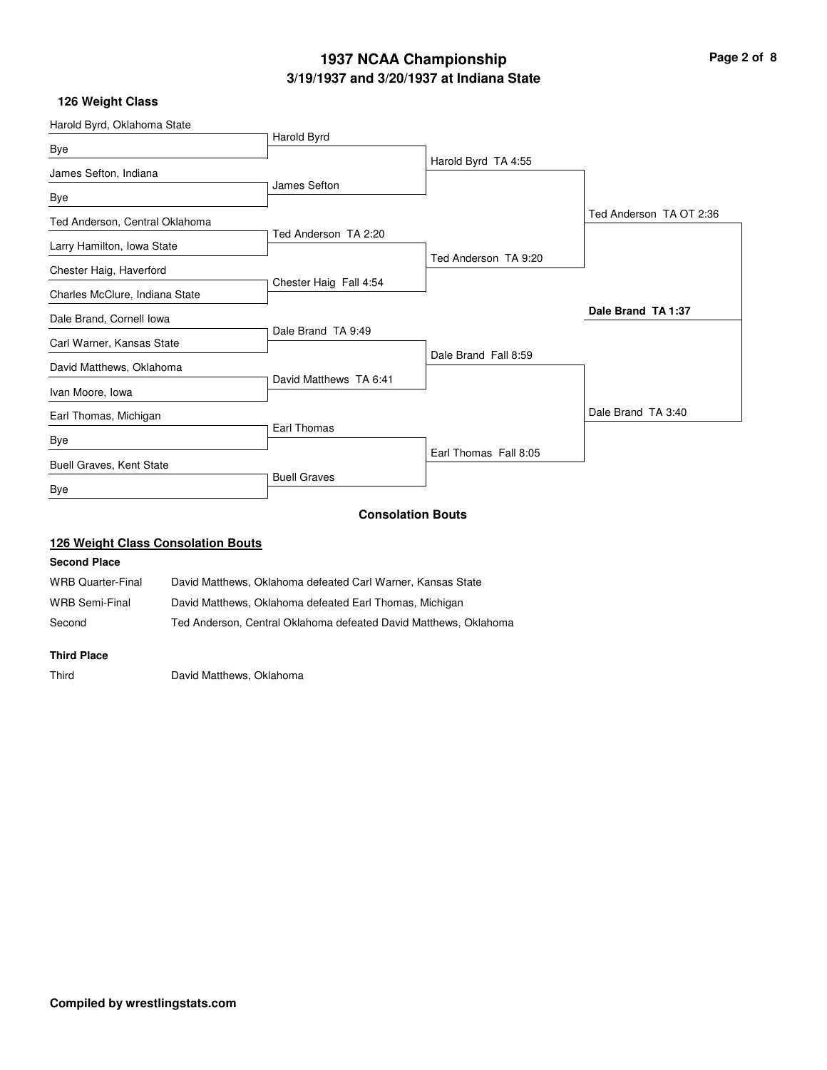# 1937 NCAA Championship

## 3/19/1937 and 3/20/1937 at Indiana State

### 126 Weight Class

| First Round | Quarterfinals | Semifinals | Finals | Champion |
|---|---|---|---|---|
| Harold Byrd, Oklahoma State | Harold Byrd | Harold Byrd TA 4:55 | Ted Anderson TA OT 2:36 | **Dale Brand TA 1:37** |
| Bye | | | | |
| James Sefton, Indiana | James Sefton | | | |
| Bye | | | | |
| Ted Anderson, Central Oklahoma | Ted Anderson TA 2:20 | Ted Anderson TA 9:20 | | |
| Larry Hamilton, Iowa State | | | | |
| Chester Haig, Haverford | Chester Haig Fall 4:54 | | | |
| Charles McClure, Indiana State | | | | |
| Dale Brand, Cornell Iowa | Dale Brand TA 9:49 | Dale Brand Fall 8:59 | Dale Brand TA 3:40 | |
| Carl Warner, Kansas State | | | | |
| David Matthews, Oklahoma | David Matthews TA 6:41 | | | |
| Ivan Moore, Iowa | | | | |
| Earl Thomas, Michigan | Earl Thomas | Earl Thomas Fall 8:05 | | |
| Bye | | | | |
| Buell Graves, Kent State | Buell Graves | | | |
| Bye | | | | |

### Consolation Bouts

**126 Weight Class Consolation Bouts**

**Second Place**

| | |
|---|---|
| WRB Quarter-Final | David Matthews, Oklahoma defeated Carl Warner, Kansas State |
| WRB Semi-Final | David Matthews, Oklahoma defeated Earl Thomas, Michigan |
| Second | Ted Anderson, Central Oklahoma defeated David Matthews, Oklahoma |

**Third Place**

| | |
|---|---|
| Third | David Matthews, Oklahoma |

**Compiled by wrestlingstats.com**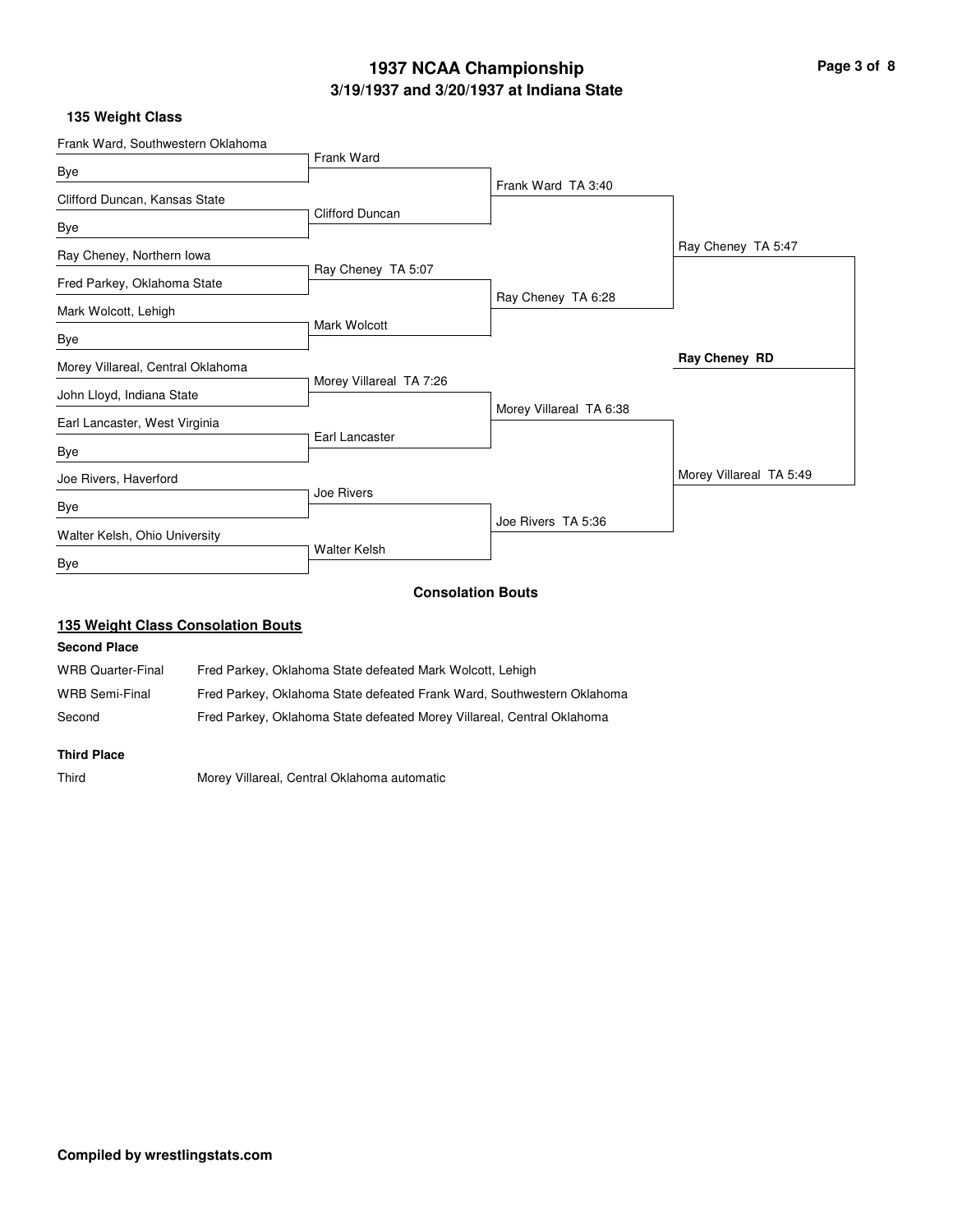# 1937 NCAA Championship
## 3/19/1937 and 3/20/1937 at Indiana State

### 135 Weight Class

| First Round | Quarter-Finals | Semi-Finals | Finals | Champion |
|---|---|---|---|---|
| Frank Ward, Southwestern Oklahoma | Frank Ward | Frank Ward TA 3:40 | Ray Cheney TA 5:47 | **Ray Cheney RD** |
| Bye | | | | |
| Clifford Duncan, Kansas State | Clifford Duncan | | | |
| Bye | | | | |
| Ray Cheney, Northern Iowa | Ray Cheney TA 5:07 | Ray Cheney TA 6:28 | | |
| Fred Parkey, Oklahoma State | | | | |
| Mark Wolcott, Lehigh | Mark Wolcott | | | |
| Bye | | | | |
| Morey Villareal, Central Oklahoma | Morey Villareal TA 7:26 | Morey Villareal TA 6:38 | Morey Villareal TA 5:49 | |
| John Lloyd, Indiana State | | | | |
| Earl Lancaster, West Virginia | Earl Lancaster | | | |
| Bye | | | | |
| Joe Rivers, Haverford | Joe Rivers | Joe Rivers TA 5:36 | | |
| Bye | | | | |
| Walter Kelsh, Ohio University | Walter Kelsh | | | |
| Bye | | | | |

**Consolation Bouts**

#### 135 Weight Class Consolation Bouts

**Second Place**

| | |
|---|---|
| WRB Quarter-Final | Fred Parkey, Oklahoma State defeated Mark Wolcott, Lehigh |
| WRB Semi-Final | Fred Parkey, Oklahoma State defeated Frank Ward, Southwestern Oklahoma |
| Second | Fred Parkey, Oklahoma State defeated Morey Villareal, Central Oklahoma |

**Third Place**

| | |
|---|---|
| Third | Morey Villareal, Central Oklahoma automatic |

**Compiled by wrestlingstats.com**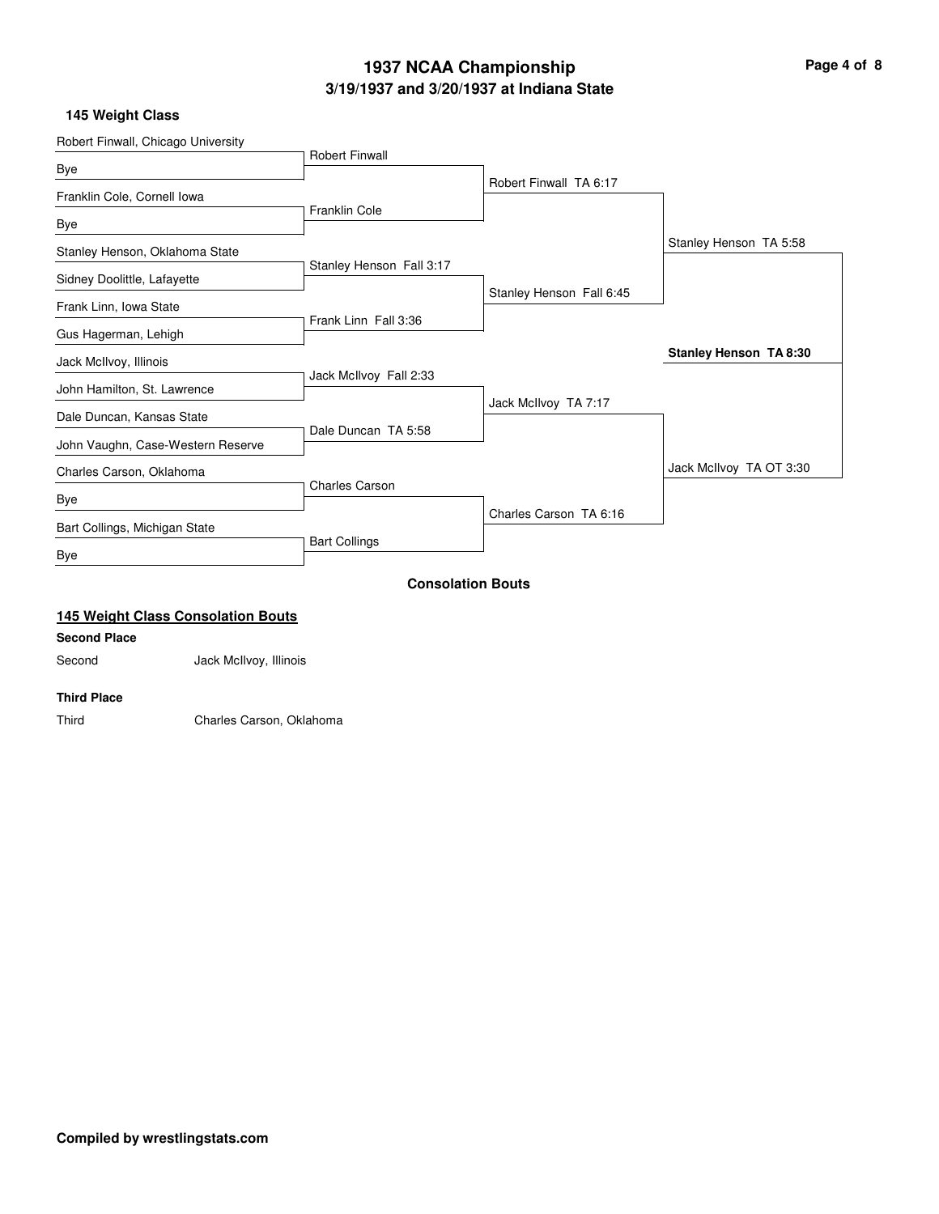# 1937 NCAA Championship

## 3/19/1937 and 3/20/1937 at Indiana State

### 145 Weight Class

| First Round | Quarterfinals | Semifinals | Finals | Champion |
|---|---|---|---|---|
| Robert Finwall, Chicago University | Robert Finwall | Robert Finwall TA 6:17 | Stanley Henson TA 5:58 | **Stanley Henson TA 8:30** |
| Bye | | | | |
| Franklin Cole, Cornell Iowa | Franklin Cole | | | |
| Bye | | | | |
| Stanley Henson, Oklahoma State | Stanley Henson Fall 3:17 | Stanley Henson Fall 6:45 | | |
| Sidney Doolittle, Lafayette | | | | |
| Frank Linn, Iowa State | Frank Linn Fall 3:36 | | | |
| Gus Hagerman, Lehigh | | | | |
| Jack McIlvoy, Illinois | Jack McIlvoy Fall 2:33 | Jack McIlvoy TA 7:17 | Jack McIlvoy TA OT 3:30 | |
| John Hamilton, St. Lawrence | | | | |
| Dale Duncan, Kansas State | Dale Duncan TA 5:58 | | | |
| John Vaughn, Case-Western Reserve | | | | |
| Charles Carson, Oklahoma | Charles Carson | Charles Carson TA 6:16 | | |
| Bye | | | | |
| Bart Collings, Michigan State | Bart Collings | | | |
| Bye | | | | |

### Consolation Bouts

#### 145 Weight Class Consolation Bouts

**Second Place**

Second — Jack McIlvoy, Illinois

**Third Place**

Third — Charles Carson, Oklahoma

**Compiled by wrestlingstats.com**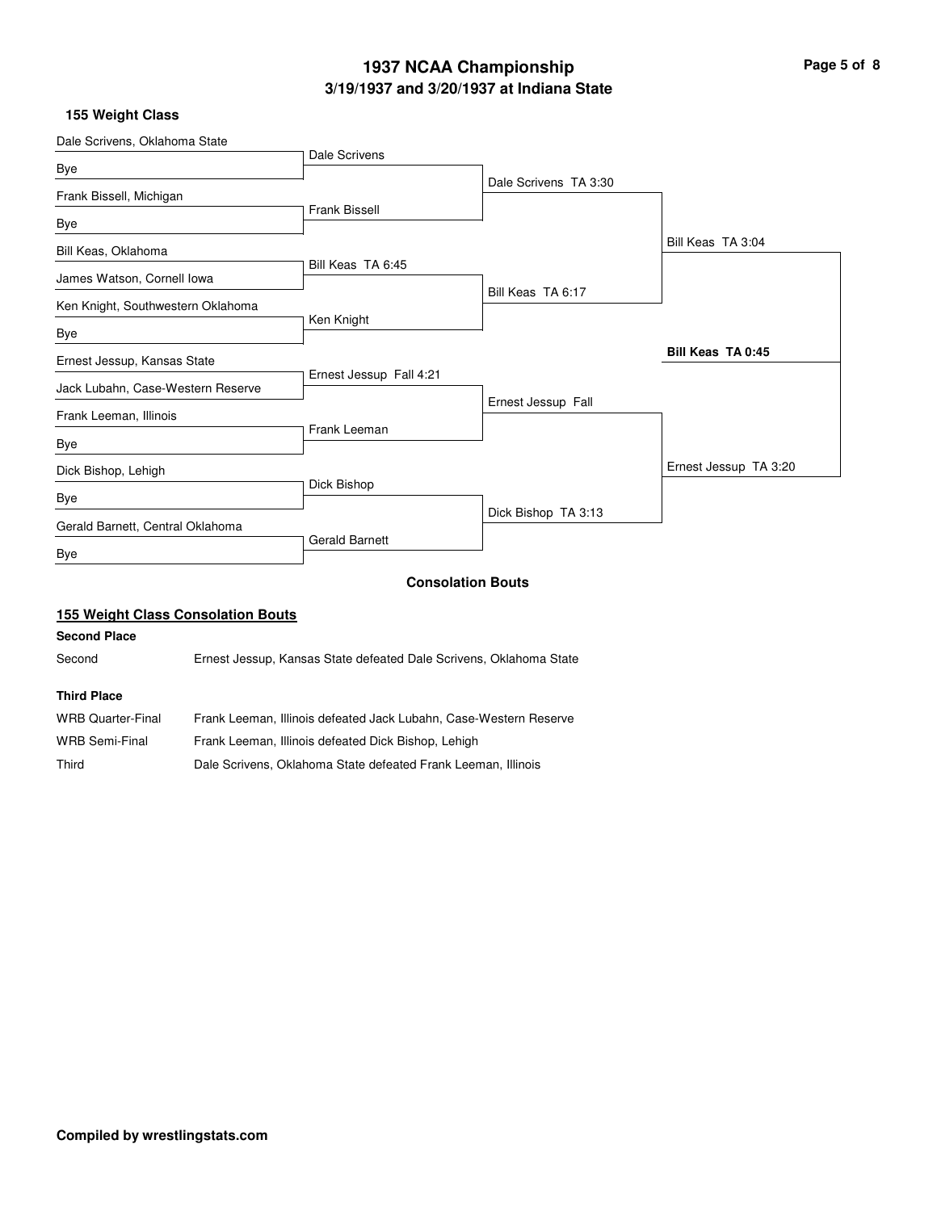# 1937 NCAA Championship

## 3/19/1937 and 3/20/1937 at Indiana State

### 155 Weight Class

**First Round**

| Wrestler | Opponent | Result |
|---|---|---|
| Dale Scrivens, Oklahoma State | Bye | Dale Scrivens |
| Frank Bissell, Michigan | Bye | Frank Bissell |
| Bill Keas, Oklahoma | James Watson, Cornell Iowa | Bill Keas TA 6:45 |
| Ken Knight, Southwestern Oklahoma | Bye | Ken Knight |
| Ernest Jessup, Kansas State | Jack Lubahn, Case-Western Reserve | Ernest Jessup Fall 4:21 |
| Frank Leeman, Illinois | Bye | Frank Leeman |
| Dick Bishop, Lehigh | Bye | Dick Bishop |
| Gerald Barnett, Central Oklahoma | Bye | Gerald Barnett |

**Quarterfinals**

- Dale Scrivens TA 3:30
- Bill Keas TA 6:17
- Ernest Jessup Fall
- Dick Bishop TA 3:13

**Semifinals**

- Bill Keas TA 3:04
- Ernest Jessup TA 3:20

**Final**

- **Bill Keas TA 0:45**

### Consolation Bouts

#### 155 Weight Class Consolation Bouts

**Second Place**

| | |
|---|---|
| Second | Ernest Jessup, Kansas State defeated Dale Scrivens, Oklahoma State |

**Third Place**

| | |
|---|---|
| WRB Quarter-Final | Frank Leeman, Illinois defeated Jack Lubahn, Case-Western Reserve |
| WRB Semi-Final | Frank Leeman, Illinois defeated Dick Bishop, Lehigh |
| Third | Dale Scrivens, Oklahoma State defeated Frank Leeman, Illinois |

**Compiled by wrestlingstats.com**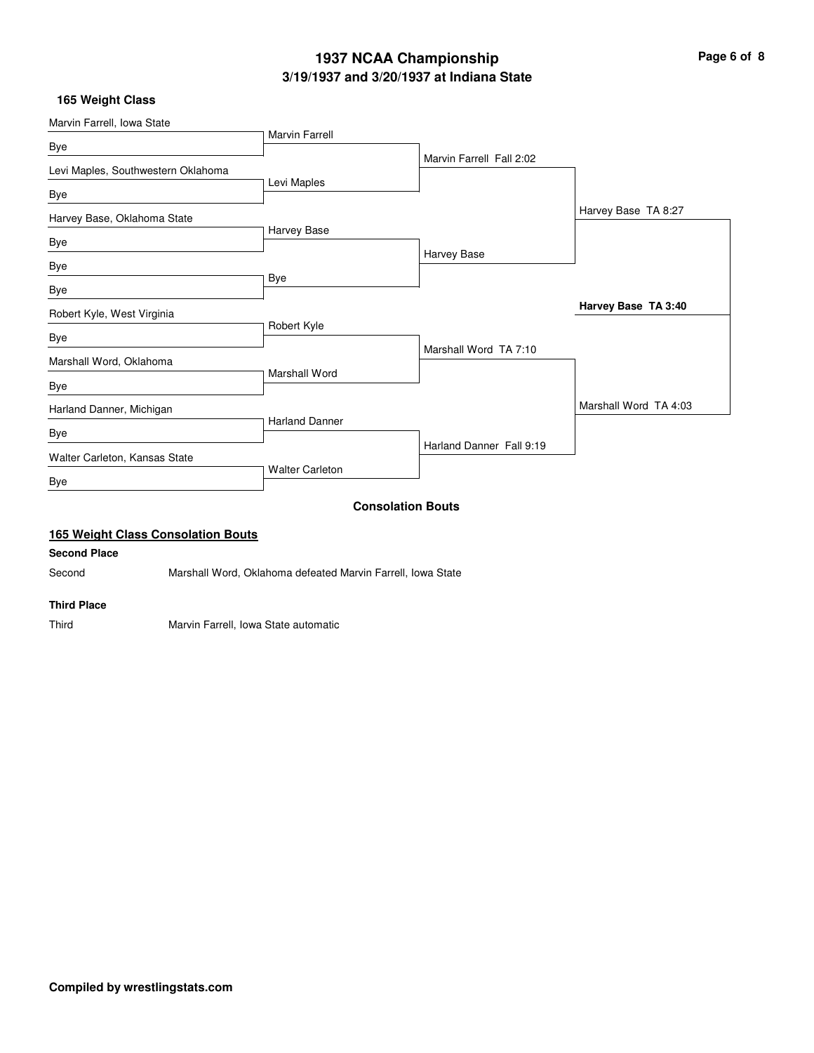# 1937 NCAA Championship

## 3/19/1937 and 3/20/1937 at Indiana State

### 165 Weight Class

| First Round | Second Round | Quarterfinals | Semifinals | Final |
| --- | --- | --- | --- | --- |
| Marvin Farrell, Iowa State | Marvin Farrell | Marvin Farrell Fall 2:02 | Harvey Base TA 8:27 | **Harvey Base TA 3:40** |
| Bye | | | | |
| Levi Maples, Southwestern Oklahoma | Levi Maples | | | |
| Bye | | | | |
| Harvey Base, Oklahoma State | Harvey Base | Harvey Base | | |
| Bye | | | | |
| Bye | Bye | | | |
| Bye | | | | |
| Robert Kyle, West Virginia | Robert Kyle | Marshall Word TA 7:10 | Marshall Word TA 4:03 | |
| Bye | | | | |
| Marshall Word, Oklahoma | Marshall Word | | | |
| Bye | | | | |
| Harland Danner, Michigan | Harland Danner | Harland Danner Fall 9:19 | | |
| Bye | | | | |
| Walter Carleton, Kansas State | Walter Carleton | | | |
| Bye | | | | |

**Consolation Bouts**

#### 165 Weight Class Consolation Bouts

**Second Place**

Second — Marshall Word, Oklahoma defeated Marvin Farrell, Iowa State

**Third Place**

Third — Marvin Farrell, Iowa State automatic

**Compiled by wrestlingstats.com**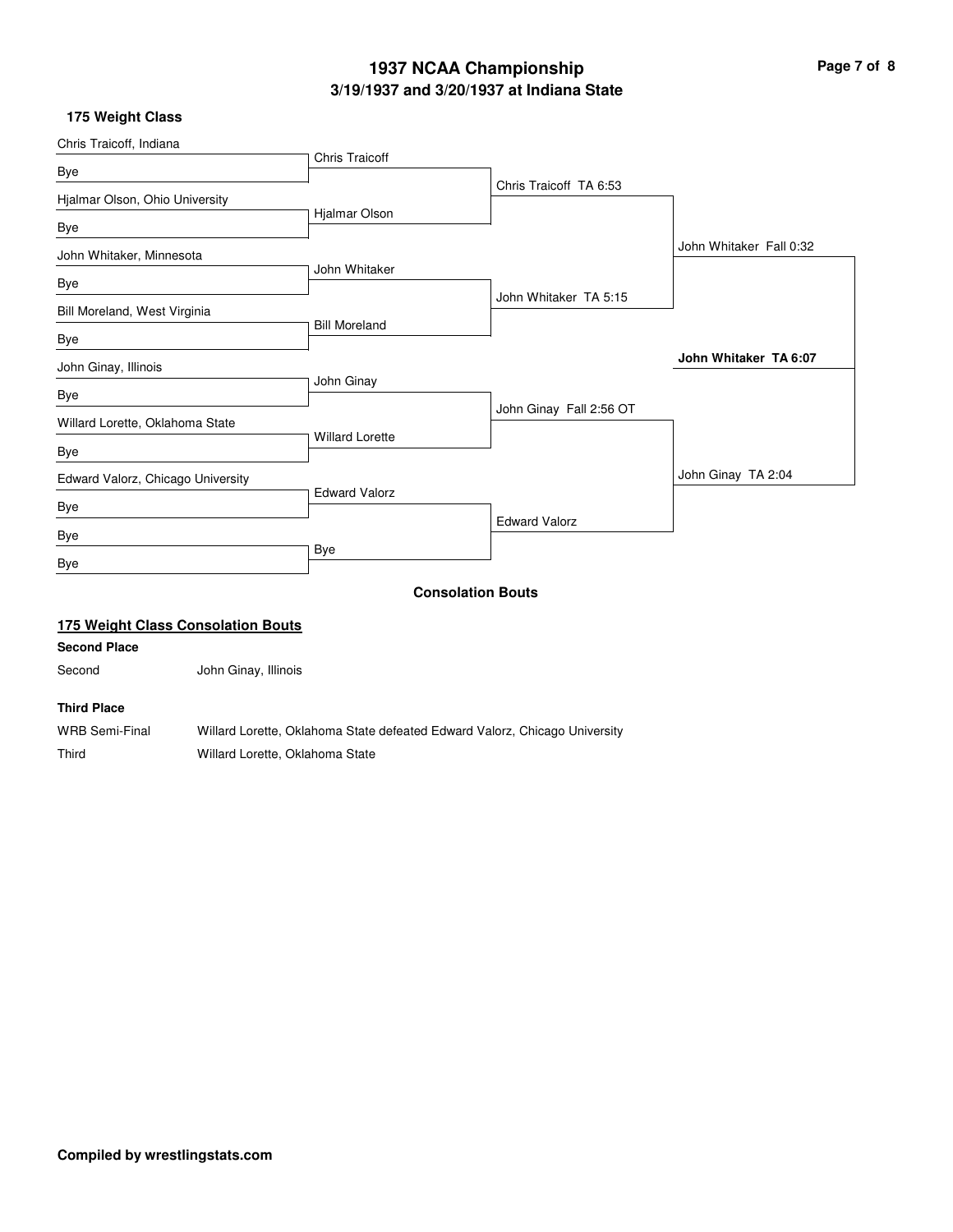# 1937 NCAA Championship

## 3/19/1937 and 3/20/1937 at Indiana State

### 175 Weight Class

| Round 1 | Round 2 | Quarterfinals | Semifinals | Final |
| --- | --- | --- | --- | --- |
| Chris Traicoff, Indiana | Chris Traicoff | Chris Traicoff TA 6:53 | John Whitaker Fall 0:32 | **John Whitaker TA 6:07** |
| Bye | | | | |
| Hjalmar Olson, Ohio University | Hjalmar Olson | | | |
| Bye | | | | |
| John Whitaker, Minnesota | John Whitaker | John Whitaker TA 5:15 | | |
| Bye | | | | |
| Bill Moreland, West Virginia | Bill Moreland | | | |
| Bye | | | | |
| John Ginay, Illinois | John Ginay | John Ginay Fall 2:56 OT | John Ginay TA 2:04 | |
| Bye | | | | |
| Willard Lorette, Oklahoma State | Willard Lorette | | | |
| Bye | | | | |
| Edward Valorz, Chicago University | Edward Valorz | Edward Valorz | | |
| Bye | | | | |
| Bye | Bye | | | |
| Bye | | | | |

### Consolation Bouts

#### 175 Weight Class Consolation Bouts

**Second Place**

| | |
| --- | --- |
| Second | John Ginay, Illinois |

**Third Place**

| | |
| --- | --- |
| WRB Semi-Final | Willard Lorette, Oklahoma State defeated Edward Valorz, Chicago University |
| Third | Willard Lorette, Oklahoma State |

**Compiled by wrestlingstats.com**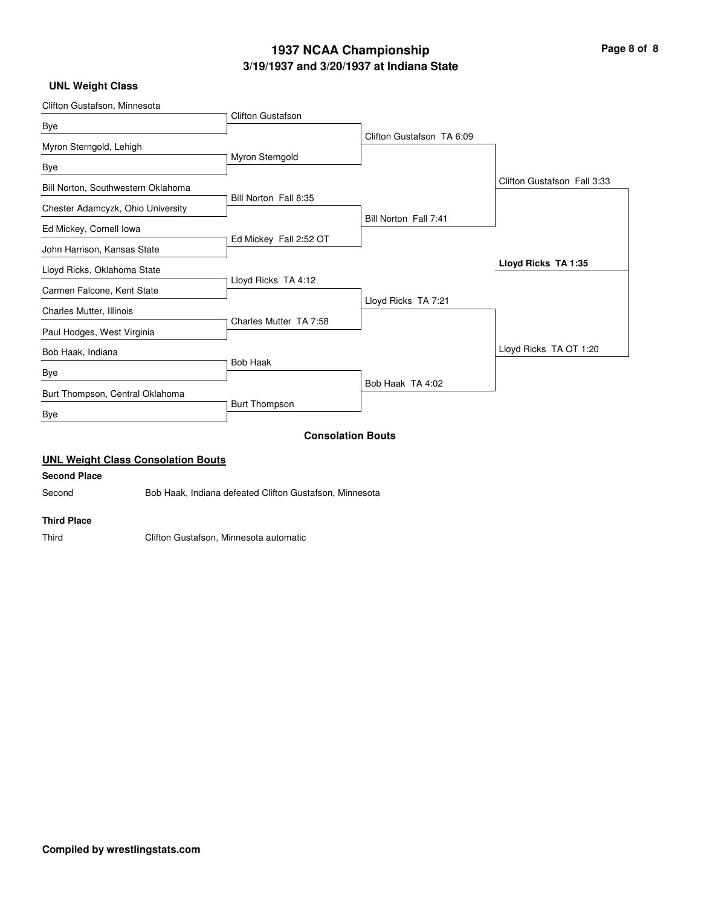# 1937 NCAA Championship
## 3/19/1937 and 3/20/1937 at Indiana State

### UNL Weight Class

Clifton Gustafson, Minnesota
Bye
Clifton Gustafson

Myron Sterngold, Lehigh
Bye
Myron Sterngold

Clifton Gustafson TA 6:09

Bill Norton, Southwestern Oklahoma
Chester Adamcyzk, Ohio University
Bill Norton Fall 8:35

Ed Mickey, Cornell Iowa
John Harrison, Kansas State
Ed Mickey Fall 2:52 OT

Bill Norton Fall 7:41

Clifton Gustafson Fall 3:33

**Lloyd Ricks TA 1:35**

Lloyd Ricks, Oklahoma State
Carmen Falcone, Kent State
Lloyd Ricks TA 4:12

Charles Mutter, Illinois
Paul Hodges, West Virginia
Charles Mutter TA 7:58

Lloyd Ricks TA 7:21

Bob Haak, Indiana
Bye
Bob Haak

Burt Thompson, Central Oklahoma
Bye
Burt Thompson

Bob Haak TA 4:02

Lloyd Ricks TA OT 1:20

**Consolation Bouts**

### UNL Weight Class Consolation Bouts

**Second Place**

Second — Bob Haak, Indiana defeated Clifton Gustafson, Minnesota

**Third Place**

Third — Clifton Gustafson, Minnesota automatic

**Compiled by wrestlingstats.com**